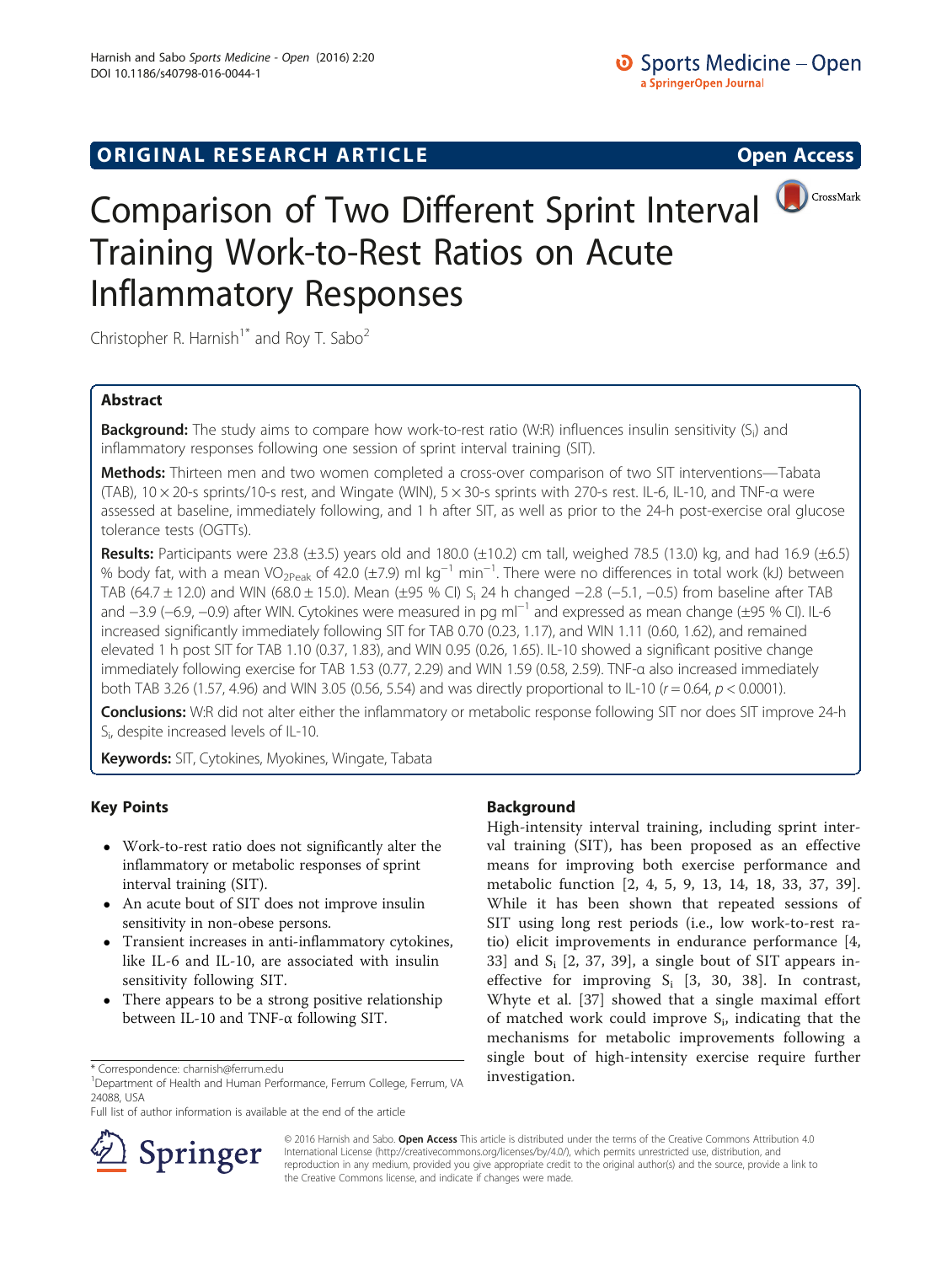ORIGINAL RESEARCH ARTICLE

Open Access

# Comparison of Two Different Sprint Interval Training Work-to-Rest Ratios on Acute Inflammatory Responses

Christopher R. Harnish[1*] and Roy T. Sabo[2]

## Abstract

**Background:** The study aims to compare how work-to-rest ratio (W:R) influences insulin sensitivity ($S_i$) and inflammatory responses following one session of sprint interval training (SIT).

**Methods:** Thirteen men and two women completed a cross-over comparison of two SIT interventions—Tabata (TAB), 10 × 20-s sprints/10-s rest, and Wingate (WIN), 5 × 30-s sprints with 270-s rest. IL-6, IL-10, and TNF-α were assessed at baseline, immediately following, and 1 h after SIT, as well as prior to the 24-h post-exercise oral glucose tolerance tests (OGTTs).

**Results:** Participants were 23.8 (±3.5) years old and 180.0 (±10.2) cm tall, weighed 78.5 (13.0) kg, and had 16.9 (±6.5) % body fat, with a mean $VO_{2Peak}$ of 42.0 (±7.9) ml $kg^{-1}$ $min^{-1}$. There were no differences in total work (kJ) between TAB (64.7 ± 12.0) and WIN (68.0 ± 15.0). Mean (±95 % CI) $S_i$ 24 h changed −2.8 (−5.1, −0.5) from baseline after TAB and −3.9 (−6.9, −0.9) after WIN. Cytokines were measured in pg $ml^{-1}$ and expressed as mean change (±95 % CI). IL-6 increased significantly immediately following SIT for TAB 0.70 (0.23, 1.17), and WIN 1.11 (0.60, 1.62), and remained elevated 1 h post SIT for TAB 1.10 (0.37, 1.83), and WIN 0.95 (0.26, 1.65). IL-10 showed a significant positive change immediately following exercise for TAB 1.53 (0.77, 2.29) and WIN 1.59 (0.58, 2.59). TNF-α also increased immediately both TAB 3.26 (1.57, 4.96) and WIN 3.05 (0.56, 5.54) and was directly proportional to IL-10 ($r = 0.64$, $p < 0.0001$).

**Conclusions:** W:R did not alter either the inflammatory or metabolic response following SIT nor does SIT improve 24-h $S_i$, despite increased levels of IL-10.

**Keywords:** SIT, Cytokines, Myokines, Wingate, Tabata

## Key Points

- Work-to-rest ratio does not significantly alter the inflammatory or metabolic responses of sprint interval training (SIT).
- An acute bout of SIT does not improve insulin sensitivity in non-obese persons.
- Transient increases in anti-inflammatory cytokines, like IL-6 and IL-10, are associated with insulin sensitivity following SIT.
- There appears to be a strong positive relationship between IL-10 and TNF-α following SIT.

## Background

High-intensity interval training, including sprint interval training (SIT), has been proposed as an effective means for improving both exercise performance and metabolic function [2, 4, 5, 9, 13, 14, 18, 33, 37, 39]. While it has been shown that repeated sessions of SIT using long rest periods (i.e., low work-to-rest ratio) elicit improvements in endurance performance [4, 33] and $S_i$ [2, 37, 39], a single bout of SIT appears ineffective for improving $S_i$ [3, 30, 38]. In contrast, Whyte et al. [37] showed that a single maximal effort of matched work could improve $S_i$, indicating that the mechanisms for metabolic improvements following a single bout of high-intensity exercise require further investigation.

\* Correspondence: charnish@ferrum.edu

[1] Department of Health and Human Performance, Ferrum College, Ferrum, VA 24088, USA

Full list of author information is available at the end of the article

© 2016 Harnish and Sabo. **Open Access** This article is distributed under the terms of the Creative Commons Attribution 4.0 International License (http://creativecommons.org/licenses/by/4.0/), which permits unrestricted use, distribution, and reproduction in any medium, provided you give appropriate credit to the original author(s) and the source, provide a link to the Creative Commons license, and indicate if changes were made.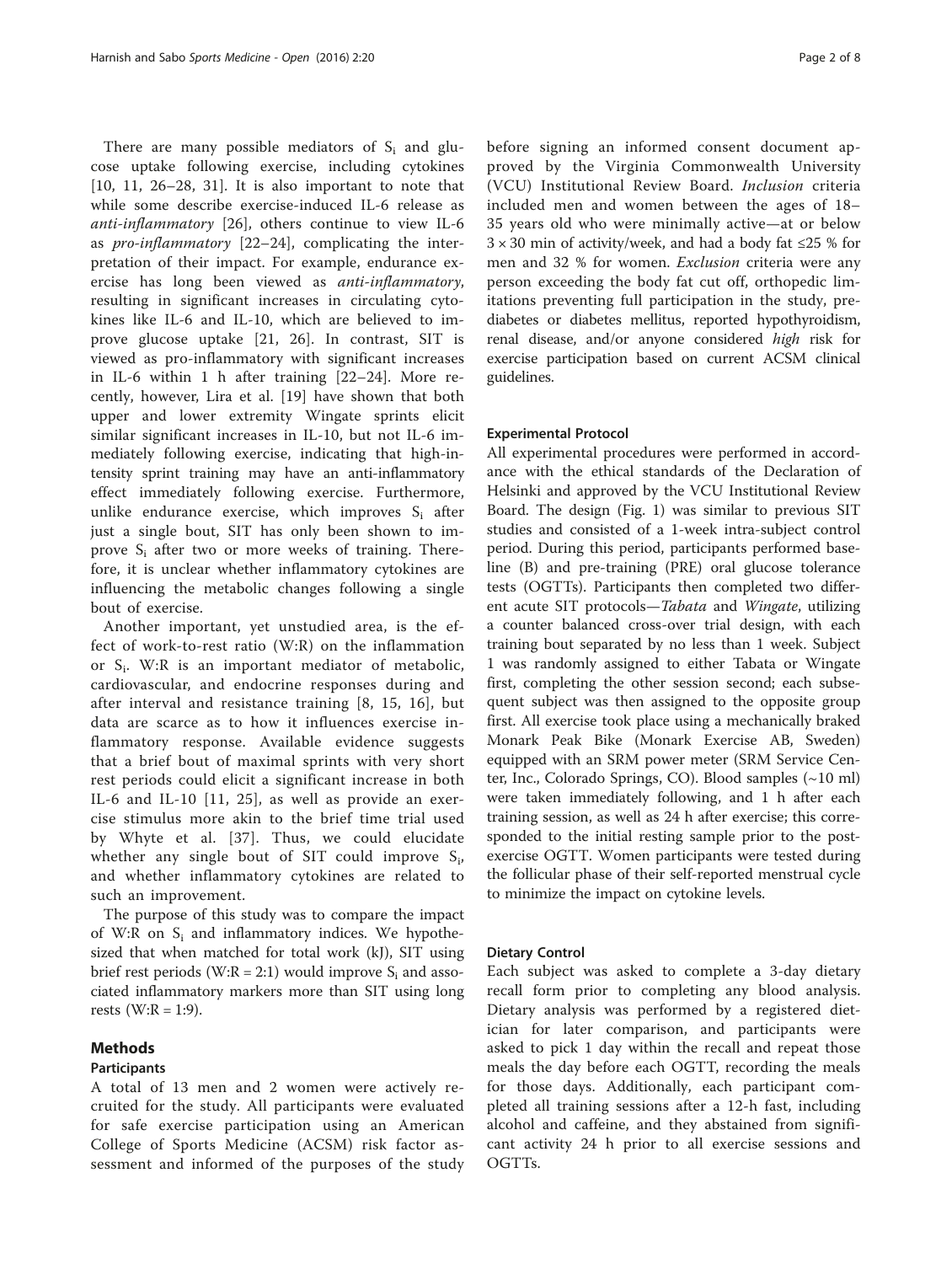There are many possible mediators of $S_i$ and glucose uptake following exercise, including cytokines [10, 11, 26–28, 31]. It is also important to note that while some describe exercise-induced IL-6 release as *anti-inflammatory* [26], others continue to view IL-6 as *pro-inflammatory* [22–24], complicating the interpretation of their impact. For example, endurance exercise has long been viewed as *anti-inflammatory*, resulting in significant increases in circulating cytokines like IL-6 and IL-10, which are believed to improve glucose uptake [21, 26]. In contrast, SIT is viewed as pro-inflammatory with significant increases in IL-6 within 1 h after training [22–24]. More recently, however, Lira et al. [19] have shown that both upper and lower extremity Wingate sprints elicit similar significant increases in IL-10, but not IL-6 immediately following exercise, indicating that high-intensity sprint training may have an anti-inflammatory effect immediately following exercise. Furthermore, unlike endurance exercise, which improves $S_i$ after just a single bout, SIT has only been shown to improve $S_i$ after two or more weeks of training. Therefore, it is unclear whether inflammatory cytokines are influencing the metabolic changes following a single bout of exercise.

Another important, yet unstudied area, is the effect of work-to-rest ratio (W:R) on the inflammation or $S_i$. W:R is an important mediator of metabolic, cardiovascular, and endocrine responses during and after interval and resistance training [8, 15, 16], but data are scarce as to how it influences exercise inflammatory response. Available evidence suggests that a brief bout of maximal sprints with very short rest periods could elicit a significant increase in both IL-6 and IL-10 [11, 25], as well as provide an exercise stimulus more akin to the brief time trial used by Whyte et al. [37]. Thus, we could elucidate whether any single bout of SIT could improve $S_i$, and whether inflammatory cytokines are related to such an improvement.

The purpose of this study was to compare the impact of W:R on $S_i$ and inflammatory indices. We hypothesized that when matched for total work (kJ), SIT using brief rest periods (W:R = 2:1) would improve $S_i$ and associated inflammatory markers more than SIT using long rests (W:R = 1:9).

## Methods

### Participants

A total of 13 men and 2 women were actively recruited for the study. All participants were evaluated for safe exercise participation using an American College of Sports Medicine (ACSM) risk factor assessment and informed of the purposes of the study before signing an informed consent document approved by the Virginia Commonwealth University (VCU) Institutional Review Board. *Inclusion* criteria included men and women between the ages of 18–35 years old who were minimally active—at or below $3 \times 30$ min of activity/week, and had a body fat ≤25 % for men and 32 % for women. *Exclusion* criteria were any person exceeding the body fat cut off, orthopedic limitations preventing full participation in the study, prediabetes or diabetes mellitus, reported hypothyroidism, renal disease, and/or anyone considered *high* risk for exercise participation based on current ACSM clinical guidelines.

### Experimental Protocol

All experimental procedures were performed in accordance with the ethical standards of the Declaration of Helsinki and approved by the VCU Institutional Review Board. The design (Fig. 1) was similar to previous SIT studies and consisted of a 1-week intra-subject control period. During this period, participants performed baseline (B) and pre-training (PRE) oral glucose tolerance tests (OGTTs). Participants then completed two different acute SIT protocols—*Tabata* and *Wingate*, utilizing a counter balanced cross-over trial design, with each training bout separated by no less than 1 week. Subject 1 was randomly assigned to either Tabata or Wingate first, completing the other session second; each subsequent subject was then assigned to the opposite group first. All exercise took place using a mechanically braked Monark Peak Bike (Monark Exercise AB, Sweden) equipped with an SRM power meter (SRM Service Center, Inc., Colorado Springs, CO). Blood samples (~10 ml) were taken immediately following, and 1 h after each training session, as well as 24 h after exercise; this corresponded to the initial resting sample prior to the post-exercise OGTT. Women participants were tested during the follicular phase of their self-reported menstrual cycle to minimize the impact on cytokine levels.

### Dietary Control

Each subject was asked to complete a 3-day dietary recall form prior to completing any blood analysis. Dietary analysis was performed by a registered dietician for later comparison, and participants were asked to pick 1 day within the recall and repeat those meals the day before each OGTT, recording the meals for those days. Additionally, each participant completed all training sessions after a 12-h fast, including alcohol and caffeine, and they abstained from significant activity 24 h prior to all exercise sessions and OGTTs.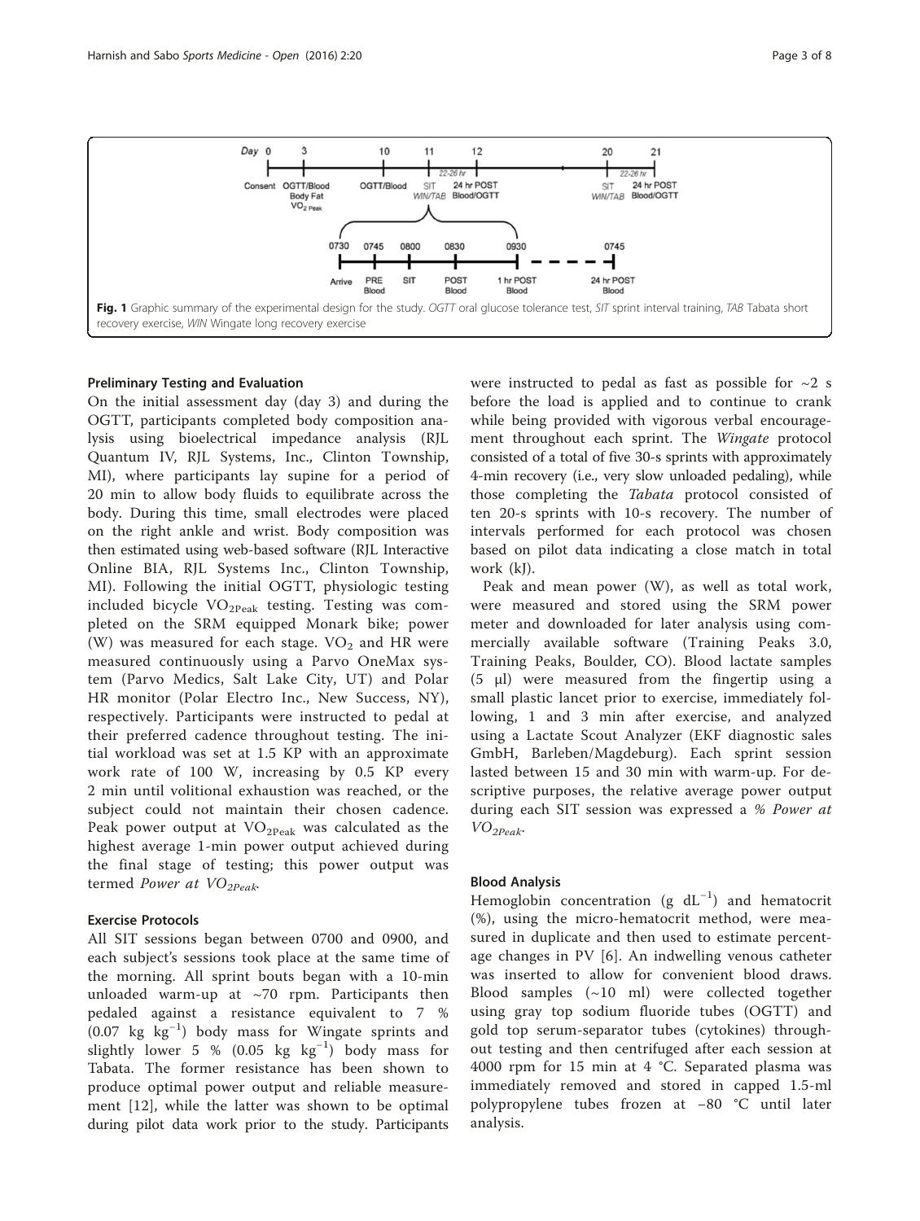Fig. 1 Graphic summary of the experimental design for the study. *OGTT* oral glucose tolerance test, *SIT* sprint interval training, *TAB* Tabata short recovery exercise, *WIN* Wingate long recovery exercise

### Preliminary Testing and Evaluation

On the initial assessment day (day 3) and during the OGTT, participants completed body composition analysis using bioelectrical impedance analysis (RJL Quantum IV, RJL Systems, Inc., Clinton Township, MI), where participants lay supine for a period of 20 min to allow body fluids to equilibrate across the body. During this time, small electrodes were placed on the right ankle and wrist. Body composition was then estimated using web-based software (RJL Interactive Online BIA, RJL Systems Inc., Clinton Township, MI). Following the initial OGTT, physiologic testing included bicycle $VO_{2Peak}$ testing. Testing was completed on the SRM equipped Monark bike; power (W) was measured for each stage. $VO_2$ and HR were measured continuously using a Parvo OneMax system (Parvo Medics, Salt Lake City, UT) and Polar HR monitor (Polar Electro Inc., New Success, NY), respectively. Participants were instructed to pedal at their preferred cadence throughout testing. The initial workload was set at 1.5 KP with an approximate work rate of 100 W, increasing by 0.5 KP every 2 min until volitional exhaustion was reached, or the subject could not maintain their chosen cadence. Peak power output at $VO_{2Peak}$ was calculated as the highest average 1-min power output achieved during the final stage of testing; this power output was termed *Power at* $VO_{2Peak}$.

### Exercise Protocols

All SIT sessions began between 0700 and 0900, and each subject's sessions took place at the same time of the morning. All sprint bouts began with a 10-min unloaded warm-up at ~70 rpm. Participants then pedaled against a resistance equivalent to 7 % (0.07 kg $kg^{-1}$) body mass for Wingate sprints and slightly lower 5 % (0.05 kg $kg^{-1}$) body mass for Tabata. The former resistance has been shown to produce optimal power output and reliable measurement [12], while the latter was shown to be optimal during pilot data work prior to the study. Participants were instructed to pedal as fast as possible for ~2 s before the load is applied and to continue to crank while being provided with vigorous verbal encouragement throughout each sprint. The *Wingate* protocol consisted of a total of five 30-s sprints with approximately 4-min recovery (i.e., very slow unloaded pedaling), while those completing the *Tabata* protocol consisted of ten 20-s sprints with 10-s recovery. The number of intervals performed for each protocol was chosen based on pilot data indicating a close match in total work (kJ).

Peak and mean power (W), as well as total work, were measured and stored using the SRM power meter and downloaded for later analysis using commercially available software (Training Peaks 3.0, Training Peaks, Boulder, CO). Blood lactate samples (5 μl) were measured from the fingertip using a small plastic lancet prior to exercise, immediately following, 1 and 3 min after exercise, and analyzed using a Lactate Scout Analyzer (EKF diagnostic sales GmbH, Barleben/Magdeburg). Each sprint session lasted between 15 and 30 min with warm-up. For descriptive purposes, the relative average power output during each SIT session was expressed a *% Power at* $VO_{2Peak}$.

### Blood Analysis

Hemoglobin concentration (g $dL^{-1}$) and hematocrit (%), using the micro-hematocrit method, were measured in duplicate and then used to estimate percentage changes in PV [6]. An indwelling venous catheter was inserted to allow for convenient blood draws. Blood samples (~10 ml) were collected together using gray top sodium fluoride tubes (OGTT) and gold top serum-separator tubes (cytokines) throughout testing and then centrifuged after each session at 4000 rpm for 15 min at 4 °C. Separated plasma was immediately removed and stored in capped 1.5-ml polypropylene tubes frozen at −80 °C until later analysis.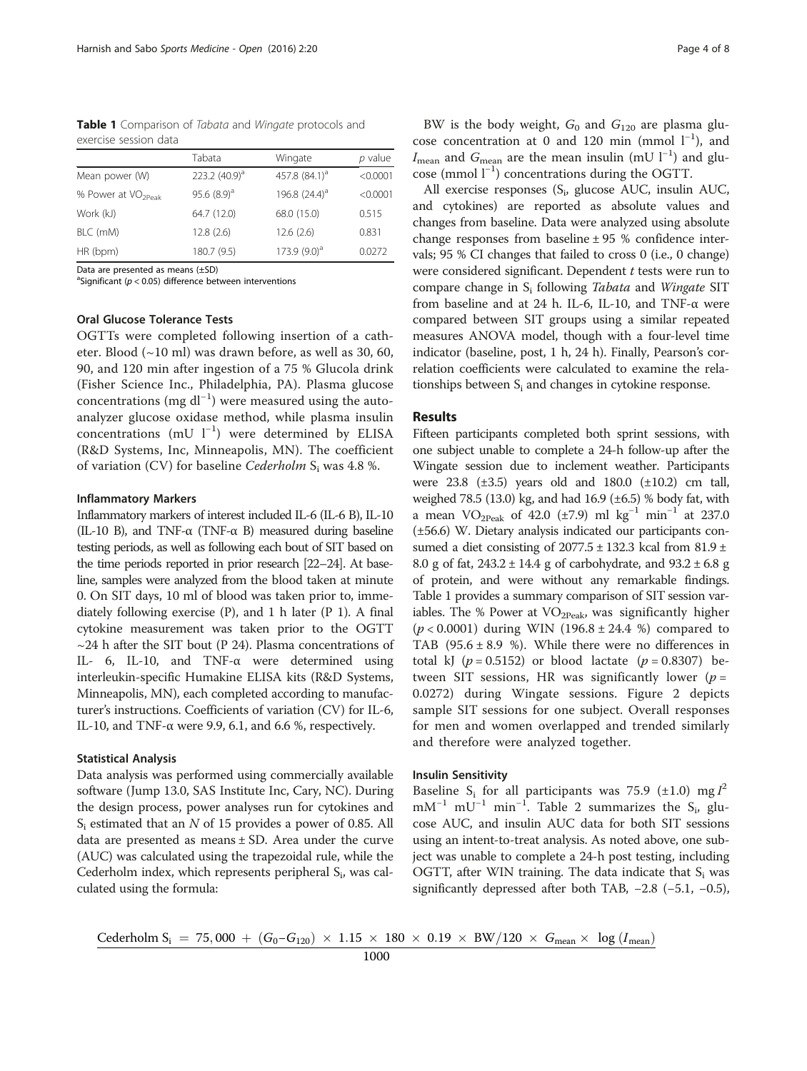**Table 1** Comparison of *Tabata* and *Wingate* protocols and exercise session data

| | Tabata | Wingate | *p* value |
|---|---|---|---|
| Mean power (W) | 223.2 (40.9)[a] | 457.8 (84.1)[a] | <0.0001 |
| % Power at $VO_{2Peak}$ | 95.6 (8.9)[a] | 196.8 (24.4)[a] | <0.0001 |
| Work (kJ) | 64.7 (12.0) | 68.0 (15.0) | 0.515 |
| BLC (mM) | 12.8 (2.6) | 12.6 (2.6) | 0.831 |
| HR (bpm) | 180.7 (9.5) | 173.9 (9.0)[a] | 0.0272 |

Data are presented as means (±SD)

[a]Significant ($p < 0.05$) difference between interventions

### Oral Glucose Tolerance Tests

OGTTs were completed following insertion of a catheter. Blood (~10 ml) was drawn before, as well as 30, 60, 90, and 120 min after ingestion of a 75 % Glucola drink (Fisher Science Inc., Philadelphia, PA). Plasma glucose concentrations (mg $dl^{-1}$) were measured using the autoanalyzer glucose oxidase method, while plasma insulin concentrations (mU $l^{-1}$) were determined by ELISA (R&D Systems, Inc, Minneapolis, MN). The coefficient of variation (CV) for baseline *Cederholm* $S_i$ was 4.8 %.

### Inflammatory Markers

Inflammatory markers of interest included IL-6 (IL-6 B), IL-10 (IL-10 B), and TNF-α (TNF-α B) measured during baseline testing periods, as well as following each bout of SIT based on the time periods reported in prior research [22–24]. At baseline, samples were analyzed from the blood taken at minute 0. On SIT days, 10 ml of blood was taken prior to, immediately following exercise (P), and 1 h later (P 1). A final cytokine measurement was taken prior to the OGTT ~24 h after the SIT bout (P 24). Plasma concentrations of IL- 6, IL-10, and TNF-α were determined using interleukin-specific Humakine ELISA kits (R&D Systems, Minneapolis, MN), each completed according to manufacturer's instructions. Coefficients of variation (CV) for IL-6, IL-10, and TNF-α were 9.9, 6.1, and 6.6 %, respectively.

### Statistical Analysis

Data analysis was performed using commercially available software (Jump 13.0, SAS Institute Inc, Cary, NC). During the design process, power analyses run for cytokines and $S_i$ estimated that an $N$ of 15 provides a power of 0.85. All data are presented as means ± SD. Area under the curve (AUC) was calculated using the trapezoidal rule, while the Cederholm index, which represents peripheral $S_i$, was calculated using the formula:

$$\text{Cederholm } S_i = \frac{75,000 + (G_0 - G_{120}) \times 1.15 \times 180 \times 0.19 \times BW/120 \times G_{mean} \times \log(I_{mean})}{1000}$$

BW is the body weight, $G_0$ and $G_{120}$ are plasma glucose concentration at 0 and 120 min (mmol $l^{-1}$), and $I_{mean}$ and $G_{mean}$ are the mean insulin (mU $l^{-1}$) and glucose (mmol $l^{-1}$) concentrations during the OGTT.

All exercise responses ($S_i$, glucose AUC, insulin AUC, and cytokines) are reported as absolute values and changes from baseline. Data were analyzed using absolute change responses from baseline ± 95 % confidence intervals; 95 % CI changes that failed to cross 0 (i.e., 0 change) were considered significant. Dependent $t$ tests were run to compare change in $S_i$ following *Tabata* and *Wingate* SIT from baseline and at 24 h. IL-6, IL-10, and TNF-α were compared between SIT groups using a similar repeated measures ANOVA model, though with a four-level time indicator (baseline, post, 1 h, 24 h). Finally, Pearson's correlation coefficients were calculated to examine the relationships between $S_i$ and changes in cytokine response.

## Results

Fifteen participants completed both sprint sessions, with one subject unable to complete a 24-h follow-up after the Wingate session due to inclement weather. Participants were 23.8 (±3.5) years old and 180.0 (±10.2) cm tall, weighed 78.5 (13.0) kg, and had 16.9 (±6.5) % body fat, with a mean $VO_{2Peak}$ of 42.0 (±7.9) ml $kg^{-1}$ $min^{-1}$ at 237.0 (±56.6) W. Dietary analysis indicated our participants consumed a diet consisting of 2077.5 ± 132.3 kcal from 81.9 ± 8.0 g of fat, 243.2 ± 14.4 g of carbohydrate, and 93.2 ± 6.8 g of protein, and were without any remarkable findings. Table 1 provides a summary comparison of SIT session variables. The % Power at $VO_{2Peak}$, was significantly higher ($p < 0.0001$) during WIN (196.8 ± 24.4 %) compared to TAB (95.6 ± 8.9 %). While there were no differences in total kJ ($p = 0.5152$) or blood lactate ($p = 0.8307$) between SIT sessions, HR was significantly lower ($p = 0.0272$) during Wingate sessions. Figure 2 depicts sample SIT sessions for one subject. Overall responses for men and women overlapped and trended similarly and therefore were analyzed together.

### Insulin Sensitivity

Baseline $S_i$ for all participants was 75.9 (±1.0) mg $l^2$ $mM^{-1}$ $mU^{-1}$ $min^{-1}$. Table 2 summarizes the $S_i$, glucose AUC, and insulin AUC data for both SIT sessions using an intent-to-treat analysis. As noted above, one subject was unable to complete a 24-h post testing, including OGTT, after WIN training. The data indicate that $S_i$ was significantly depressed after both TAB, −2.8 (−5.1, −0.5),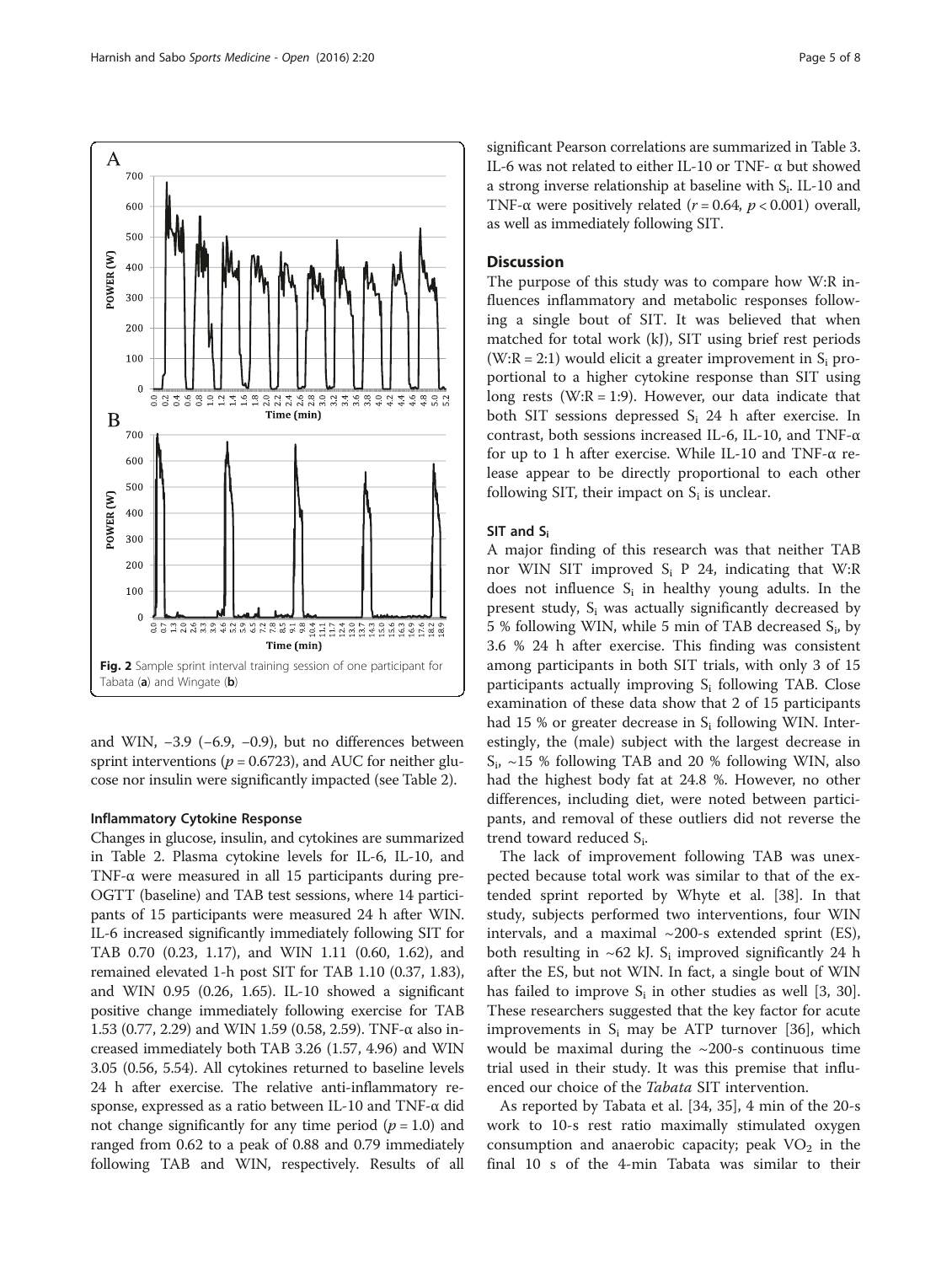Fig. 2 Sample sprint interval training session of one participant for Tabata (**a**) and Wingate (**b**)

and WIN, −3.9 (−6.9, −0.9), but no differences between sprint interventions ($p = 0.6723$), and AUC for neither glucose nor insulin were significantly impacted (see Table 2).

### Inflammatory Cytokine Response

Changes in glucose, insulin, and cytokines are summarized in Table 2. Plasma cytokine levels for IL-6, IL-10, and TNF-α were measured in all 15 participants during pre-OGTT (baseline) and TAB test sessions, where 14 participants of 15 participants were measured 24 h after WIN. IL-6 increased significantly immediately following SIT for TAB 0.70 (0.23, 1.17), and WIN 1.11 (0.60, 1.62), and remained elevated 1-h post SIT for TAB 1.10 (0.37, 1.83), and WIN 0.95 (0.26, 1.65). IL-10 showed a significant positive change immediately following exercise for TAB 1.53 (0.77, 2.29) and WIN 1.59 (0.58, 2.59). TNF-α also increased immediately both TAB 3.26 (1.57, 4.96) and WIN 3.05 (0.56, 5.54). All cytokines returned to baseline levels 24 h after exercise. The relative anti-inflammatory response, expressed as a ratio between IL-10 and TNF-α did not change significantly for any time period ($p = 1.0$) and ranged from 0.62 to a peak of 0.88 and 0.79 immediately following TAB and WIN, respectively. Results of all significant Pearson correlations are summarized in Table 3. IL-6 was not related to either IL-10 or TNF- α but showed a strong inverse relationship at baseline with $S_i$. IL-10 and TNF-α were positively related ($r = 0.64$, $p < 0.001$) overall, as well as immediately following SIT.

## Discussion

The purpose of this study was to compare how W:R influences inflammatory and metabolic responses following a single bout of SIT. It was believed that when matched for total work (kJ), SIT using brief rest periods (W:R = 2:1) would elicit a greater improvement in $S_i$ proportional to a higher cytokine response than SIT using long rests (W:R = 1:9). However, our data indicate that both SIT sessions depressed $S_i$ 24 h after exercise. In contrast, both sessions increased IL-6, IL-10, and TNF-α for up to 1 h after exercise. While IL-10 and TNF-α release appear to be directly proportional to each other following SIT, their impact on $S_i$ is unclear.

### SIT and $S_i$

A major finding of this research was that neither TAB nor WIN SIT improved $S_i$ P 24, indicating that W:R does not influence $S_i$ in healthy young adults. In the present study, $S_i$ was actually significantly decreased by 5 % following WIN, while 5 min of TAB decreased $S_i$, by 3.6 % 24 h after exercise. This finding was consistent among participants in both SIT trials, with only 3 of 15 participants actually improving $S_i$ following TAB. Close examination of these data show that 2 of 15 participants had 15 % or greater decrease in $S_i$ following WIN. Interestingly, the (male) subject with the largest decrease in $S_i$, ~15 % following TAB and 20 % following WIN, also had the highest body fat at 24.8 %. However, no other differences, including diet, were noted between participants, and removal of these outliers did not reverse the trend toward reduced $S_i$.

The lack of improvement following TAB was unexpected because total work was similar to that of the extended sprint reported by Whyte et al. [38]. In that study, subjects performed two interventions, four WIN intervals, and a maximal ~200-s extended sprint (ES), both resulting in ~62 kJ. $S_i$ improved significantly 24 h after the ES, but not WIN. In fact, a single bout of WIN has failed to improve $S_i$ in other studies as well [3, 30]. These researchers suggested that the key factor for acute improvements in $S_i$ may be ATP turnover [36], which would be maximal during the ~200-s continuous time trial used in their study. It was this premise that influenced our choice of the *Tabata* SIT intervention.

As reported by Tabata et al. [34, 35], 4 min of the 20-s work to 10-s rest ratio maximally stimulated oxygen consumption and anaerobic capacity; peak $VO_2$ in the final 10 s of the 4-min Tabata was similar to their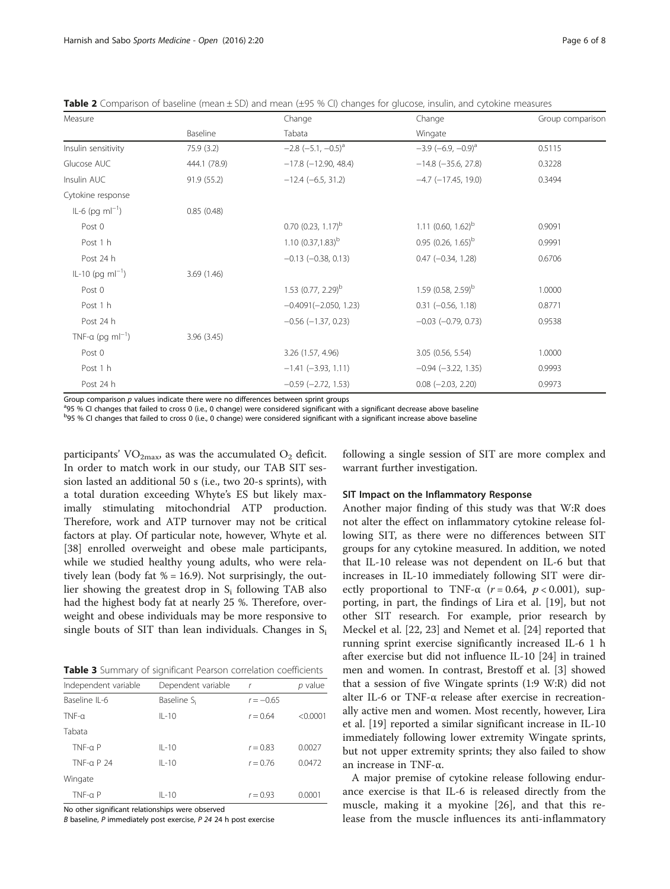**Table 2** Comparison of baseline (mean ± SD) and mean (±95 % CI) changes for glucose, insulin, and cytokine measures

| Measure | | Change | Change | Group comparison |
|---|---|---|---|---|
| | Baseline | Tabata | Wingate | |
| Insulin sensitivity | 75.9 (3.2) | −2.8 (−5.1, −0.5)[a] | −3.9 (−6.9, −0.9)[a] | 0.5115 |
| Glucose AUC | 444.1 (78.9) | −17.8 (−12.90, 48.4) | −14.8 (−35.6, 27.8) | 0.3228 |
| Insulin AUC | 91.9 (55.2) | −12.4 (−6.5, 31.2) | −4.7 (−17.45, 19.0) | 0.3494 |
| Cytokine response | | | | |
| IL-6 (pg $ml^{-1}$) | 0.85 (0.48) | | | |
| Post 0 | | 0.70 (0.23, 1.17)[b] | 1.11 (0.60, 1.62)[b] | 0.9091 |
| Post 1 h | | 1.10 (0.37,1.83)[b] | 0.95 (0.26, 1.65)[b] | 0.9991 |
| Post 24 h | | −0.13 (−0.38, 0.13) | 0.47 (−0.34, 1.28) | 0.6706 |
| IL-10 (pg $ml^{-1}$) | 3.69 (1.46) | | | |
| Post 0 | | 1.53 (0.77, 2.29)[b] | 1.59 (0.58, 2.59)[b] | 1.0000 |
| Post 1 h | | −0.4091(−2.050, 1.23) | 0.31 (−0.56, 1.18) | 0.8771 |
| Post 24 h | | −0.56 (−1.37, 0.23) | −0.03 (−0.79, 0.73) | 0.9538 |
| TNF-α (pg $ml^{-1}$) | 3.96 (3.45) | | | |
| Post 0 | | 3.26 (1.57, 4.96) | 3.05 (0.56, 5.54) | 1.0000 |
| Post 1 h | | −1.41 (−3.93, 1.11) | −0.94 (−3.22, 1.35) | 0.9993 |
| Post 24 h | | −0.59 (−2.72, 1.53) | 0.08 (−2.03, 2.20) | 0.9973 |

Group comparison *p* values indicate there were no differences between sprint groups
[a]95 % CI changes that failed to cross 0 (i.e., 0 change) were considered significant with a significant decrease above baseline
[b]95 % CI changes that failed to cross 0 (i.e., 0 change) were considered significant with a significant increase above baseline

participants' $VO_{2max}$, as was the accumulated $O_2$ deficit. In order to match work in our study, our TAB SIT session lasted an additional 50 s (i.e., two 20-s sprints), with a total duration exceeding Whyte's ES but likely maximally stimulating mitochondrial ATP production. Therefore, work and ATP turnover may not be critical factors at play. Of particular note, however, Whyte et al. [38] enrolled overweight and obese male participants, while we studied healthy young adults, who were relatively lean (body fat % = 16.9). Not surprisingly, the outlier showing the greatest drop in $S_i$ following TAB also had the highest body fat at nearly 25 %. Therefore, overweight and obese individuals may be more responsive to single bouts of SIT than lean individuals. Changes in $S_i$ following a single session of SIT are more complex and warrant further investigation.

**Table 3** Summary of significant Pearson correlation coefficients

| Independent variable | Dependent variable | *r* | *p* value |
|---|---|---|---|
| Baseline IL-6 | Baseline $S_i$ | $r = -0.65$ | |
| TNF-α | IL-10 | $r = 0.64$ | <0.0001 |
| Tabata | | | |
| TNF-α P | IL-10 | $r = 0.83$ | 0.0027 |
| TNF-α P 24 | IL-10 | $r = 0.76$ | 0.0472 |
| Wingate | | | |
| TNF-α P | IL-10 | $r = 0.93$ | 0.0001 |

No other significant relationships were observed
*B* baseline, *P* immediately post exercise, *P 24* 24 h post exercise

### SIT Impact on the Inflammatory Response

Another major finding of this study was that W:R does not alter the effect on inflammatory cytokine release following SIT, as there were no differences between SIT groups for any cytokine measured. In addition, we noted that IL-10 release was not dependent on IL-6 but that increases in IL-10 immediately following SIT were directly proportional to TNF-α ($r = 0.64$, $p < 0.001$), supporting, in part, the findings of Lira et al. [19], but not other SIT research. For example, prior research by Meckel et al. [22, 23] and Nemet et al. [24] reported that running sprint exercise significantly increased IL-6 1 h after exercise but did not influence IL-10 [24] in trained men and women. In contrast, Brestoff et al. [3] showed that a session of five Wingate sprints (1:9 W:R) did not alter IL-6 or TNF-α release after exercise in recreationally active men and women. Most recently, however, Lira et al. [19] reported a similar significant increase in IL-10 immediately following lower extremity Wingate sprints, but not upper extremity sprints; they also failed to show an increase in TNF-α.

A major premise of cytokine release following endurance exercise is that IL-6 is released directly from the muscle, making it a myokine [26], and that this release from the muscle influences its anti-inflammatory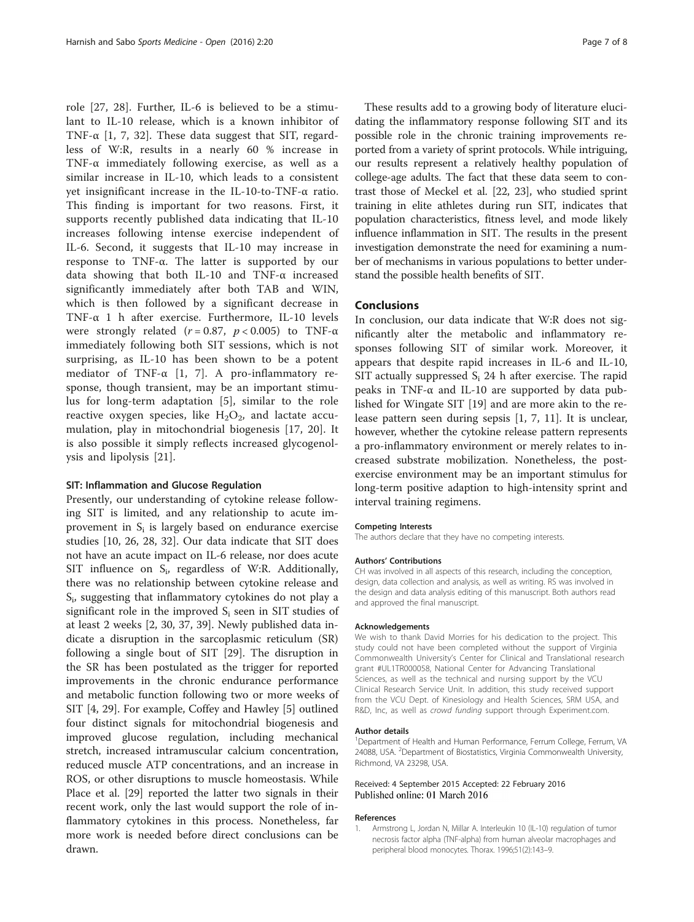role [27, 28]. Further, IL-6 is believed to be a stimulant to IL-10 release, which is a known inhibitor of TNF-α [1, 7, 32]. These data suggest that SIT, regardless of W:R, results in a nearly 60 % increase in TNF-α immediately following exercise, as well as a similar increase in IL-10, which leads to a consistent yet insignificant increase in the IL-10-to-TNF-α ratio. This finding is important for two reasons. First, it supports recently published data indicating that IL-10 increases following intense exercise independent of IL-6. Second, it suggests that IL-10 may increase in response to TNF-α. The latter is supported by our data showing that both IL-10 and TNF-α increased significantly immediately after both TAB and WIN, which is then followed by a significant decrease in TNF-α 1 h after exercise. Furthermore, IL-10 levels were strongly related ($r = 0.87$, $p < 0.005$) to TNF-α immediately following both SIT sessions, which is not surprising, as IL-10 has been shown to be a potent mediator of TNF-α [1, 7]. A pro-inflammatory response, though transient, may be an important stimulus for long-term adaptation [5], similar to the role reactive oxygen species, like $H_2O_2$, and lactate accumulation, play in mitochondrial biogenesis [17, 20]. It is also possible it simply reflects increased glycogenolysis and lipolysis [21].

### SIT: Inflammation and Glucose Regulation

Presently, our understanding of cytokine release following SIT is limited, and any relationship to acute improvement in $S_i$ is largely based on endurance exercise studies [10, 26, 28, 32]. Our data indicate that SIT does not have an acute impact on IL-6 release, nor does acute SIT influence on $S_i$, regardless of W:R. Additionally, there was no relationship between cytokine release and $S_i$, suggesting that inflammatory cytokines do not play a significant role in the improved $S_i$ seen in SIT studies of at least 2 weeks [2, 30, 37, 39]. Newly published data indicate a disruption in the sarcoplasmic reticulum (SR) following a single bout of SIT [29]. The disruption in the SR has been postulated as the trigger for reported improvements in the chronic endurance performance and metabolic function following two or more weeks of SIT [4, 29]. For example, Coffey and Hawley [5] outlined four distinct signals for mitochondrial biogenesis and improved glucose regulation, including mechanical stretch, increased intramuscular calcium concentration, reduced muscle ATP concentrations, and an increase in ROS, or other disruptions to muscle homeostasis. While Place et al. [29] reported the latter two signals in their recent work, only the last would support the role of inflammatory cytokines in this process. Nonetheless, far more work is needed before direct conclusions can be drawn.

These results add to a growing body of literature elucidating the inflammatory response following SIT and its possible role in the chronic training improvements reported from a variety of sprint protocols. While intriguing, our results represent a relatively healthy population of college-age adults. The fact that these data seem to contrast those of Meckel et al. [22, 23], who studied sprint training in elite athletes during run SIT, indicates that population characteristics, fitness level, and mode likely influence inflammation in SIT. The results in the present investigation demonstrate the need for examining a number of mechanisms in various populations to better understand the possible health benefits of SIT.

## Conclusions

In conclusion, our data indicate that W:R does not significantly alter the metabolic and inflammatory responses following SIT of similar work. Moreover, it appears that despite rapid increases in IL-6 and IL-10, SIT actually suppressed $S_i$ 24 h after exercise. The rapid peaks in TNF-α and IL-10 are supported by data published for Wingate SIT [19] and are more akin to the release pattern seen during sepsis [1, 7, 11]. It is unclear, however, whether the cytokine release pattern represents a pro-inflammatory environment or merely relates to increased substrate mobilization. Nonetheless, the post-exercise environment may be an important stimulus for long-term positive adaption to high-intensity sprint and interval training regimens.

#### Competing Interests

The authors declare that they have no competing interests.

#### Authors' Contributions

CH was involved in all aspects of this research, including the conception, design, data collection and analysis, as well as writing. RS was involved in the design and data analysis editing of this manuscript. Both authors read and approved the final manuscript.

#### Acknowledgements

We wish to thank David Morries for his dedication to the project. This study could not have been completed without the support of Virginia Commonwealth University's Center for Clinical and Translational research grant #UL1TR000058, National Center for Advancing Translational Sciences, as well as the technical and nursing support by the VCU Clinical Research Service Unit. In addition, this study received support from the VCU Dept. of Kinesiology and Health Sciences, SRM USA, and R&D, Inc, as well as *crowd funding* support through Experiment.com.

#### Author details

[1]Department of Health and Human Performance, Ferrum College, Ferrum, VA 24088, USA. [2]Department of Biostatistics, Virginia Commonwealth University, Richmond, VA 23298, USA.

Received: 4 September 2015 Accepted: 22 February 2016
Published online: 01 March 2016

#### References

1. Armstrong L, Jordan N, Millar A. Interleukin 10 (IL-10) regulation of tumor necrosis factor alpha (TNF-alpha) from human alveolar macrophages and peripheral blood monocytes. Thorax. 1996;51(2):143–9.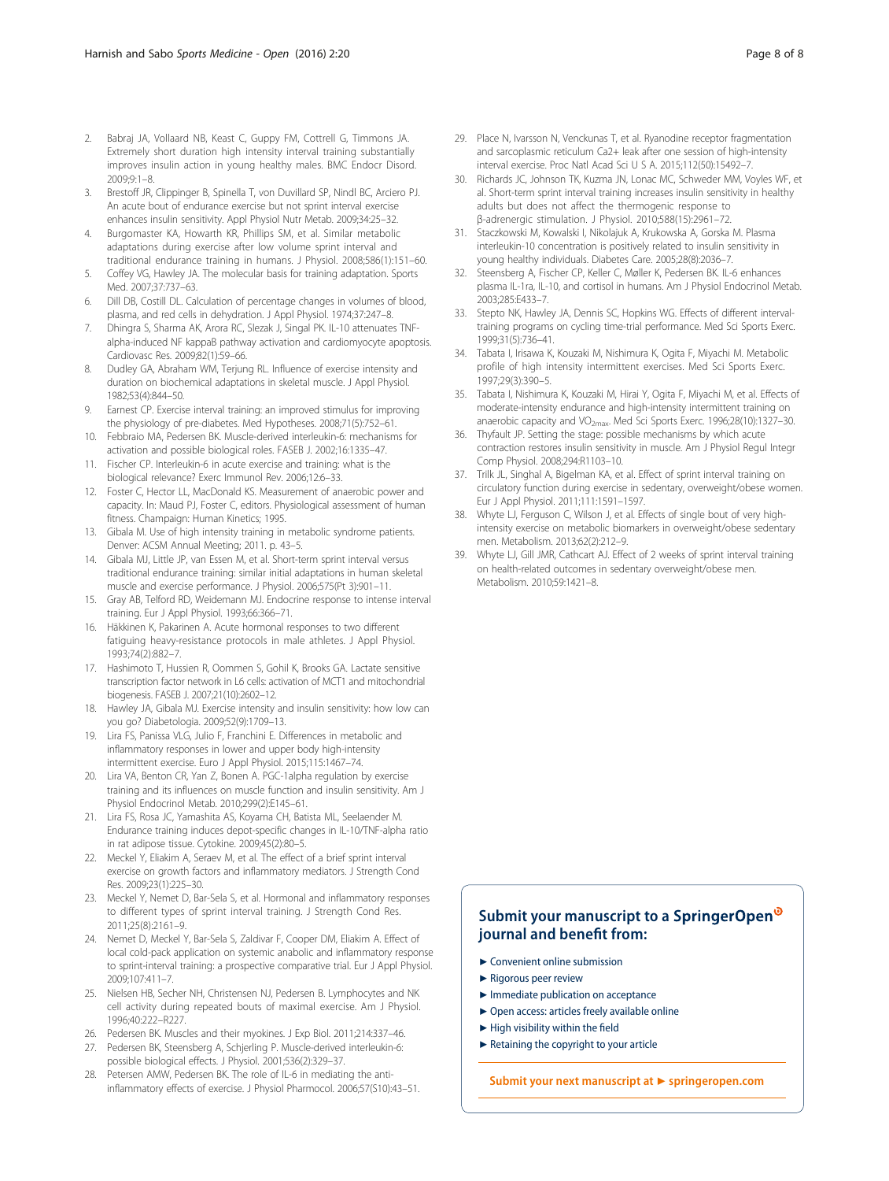2. Babraj JA, Vollaard NB, Keast C, Guppy FM, Cottrell G, Timmons JA. Extremely short duration high intensity interval training substantially improves insulin action in young healthy males. BMC Endocr Disord. 2009;9:1–8.
3. Brestoff JR, Clippinger B, Spinella T, von Duvillard SP, Nindl BC, Arciero PJ. An acute bout of endurance exercise but not sprint interval exercise enhances insulin sensitivity. Appl Physiol Nutr Metab. 2009;34:25–32.
4. Burgomaster KA, Howarth KR, Phillips SM, et al. Similar metabolic adaptations during exercise after low volume sprint interval and traditional endurance training in humans. J Physiol. 2008;586(1):151–60.
5. Coffey VG, Hawley JA. The molecular basis for training adaptation. Sports Med. 2007;37:737–63.
6. Dill DB, Costill DL. Calculation of percentage changes in volumes of blood, plasma, and red cells in dehydration. J Appl Physiol. 1974;37:247–8.
7. Dhingra S, Sharma AK, Arora RC, Slezak J, Singal PK. IL-10 attenuates TNF-alpha-induced NF kappaB pathway activation and cardiomyocyte apoptosis. Cardiovasc Res. 2009;82(1):59–66.
8. Dudley GA, Abraham WM, Terjung RL. Influence of exercise intensity and duration on biochemical adaptations in skeletal muscle. J Appl Physiol. 1982;53(4):844–50.
9. Earnest CP. Exercise interval training: an improved stimulus for improving the physiology of pre-diabetes. Med Hypotheses. 2008;71(5):752–61.
10. Febbraio MA, Pedersen BK. Muscle-derived interleukin-6: mechanisms for activation and possible biological roles. FASEB J. 2002;16:1335–47.
11. Fischer CP. Interleukin-6 in acute exercise and training: what is the biological relevance? Exerc Immunol Rev. 2006;12:6–33.
12. Foster C, Hector LL, MacDonald KS. Measurement of anaerobic power and capacity. In: Maud PJ, Foster C, editors. Physiological assessment of human fitness. Champaign: Human Kinetics; 1995.
13. Gibala M. Use of high intensity training in metabolic syndrome patients. Denver: ACSM Annual Meeting; 2011. p. 43–5.
14. Gibala MJ, Little JP, van Essen M, et al. Short-term sprint interval versus traditional endurance training: similar initial adaptations in human skeletal muscle and exercise performance. J Physiol. 2006;575(Pt 3):901–11.
15. Gray AB, Telford RD, Weidemann MJ. Endocrine response to intense interval training. Eur J Appl Physiol. 1993;66:366–71.
16. Häkkinen K, Pakarinen A. Acute hormonal responses to two different fatiguing heavy-resistance protocols in male athletes. J Appl Physiol. 1993;74(2):882–7.
17. Hashimoto T, Hussien R, Oommen S, Gohil K, Brooks GA. Lactate sensitive transcription factor network in L6 cells: activation of MCT1 and mitochondrial biogenesis. FASEB J. 2007;21(10):2602–12.
18. Hawley JA, Gibala MJ. Exercise intensity and insulin sensitivity: how low can you go? Diabetologia. 2009;52(9):1709–13.
19. Lira FS, Panissa VLG, Julio F, Franchini E. Differences in metabolic and inflammatory responses in lower and upper body high-intensity intermittent exercise. Euro J Appl Physiol. 2015;115:1467–74.
20. Lira VA, Benton CR, Yan Z, Bonen A. PGC-1alpha regulation by exercise training and its influences on muscle function and insulin sensitivity. Am J Physiol Endocrinol Metab. 2010;299(2):E145–61.
21. Lira FS, Rosa JC, Yamashita AS, Koyama CH, Batista ML, Seelaender M. Endurance training induces depot-specific changes in IL-10/TNF-alpha ratio in rat adipose tissue. Cytokine. 2009;45(2):80–5.
22. Meckel Y, Eliakim A, Seraev M, et al. The effect of a brief sprint interval exercise on growth factors and inflammatory mediators. J Strength Cond Res. 2009;23(1):225–30.
23. Meckel Y, Nemet D, Bar-Sela S, et al. Hormonal and inflammatory responses to different types of sprint interval training. J Strength Cond Res. 2011;25(8):2161–9.
24. Nemet D, Meckel Y, Bar-Sela S, Zaldivar F, Cooper DM, Eliakim A. Effect of local cold-pack application on systemic anabolic and inflammatory response to sprint-interval training: a prospective comparative trial. Eur J Appl Physiol. 2009;107:411–7.
25. Nielsen HB, Secher NH, Christensen NJ, Pedersen B. Lymphocytes and NK cell activity during repeated bouts of maximal exercise. Am J Physiol. 1996;40:222–R227.
26. Pedersen BK. Muscles and their myokines. J Exp Biol. 2011;214:337–46.
27. Pedersen BK, Steensberg A, Schjerling P. Muscle-derived interleukin-6: possible biological effects. J Physiol. 2001;536(2):329–37.
28. Petersen AMW, Pedersen BK. The role of IL-6 in mediating the anti-inflammatory effects of exercise. J Physiol Pharmocol. 2006;57(S10):43–51.
29. Place N, Ivarsson N, Venckunas T, et al. Ryanodine receptor fragmentation and sarcoplasmic reticulum Ca2+ leak after one session of high-intensity interval exercise. Proc Natl Acad Sci U S A. 2015;112(50):15492–7.
30. Richards JC, Johnson TK, Kuzma JN, Lonac MC, Schweder MM, Voyles WF, et al. Short-term sprint interval training increases insulin sensitivity in healthy adults but does not affect the thermogenic response to β-adrenergic stimulation. J Physiol. 2010;588(15):2961–72.
31. Staczkowski M, Kowalski I, Nikolajuk A, Krukowska A, Gorska M. Plasma interleukin-10 concentration is positively related to insulin sensitivity in young healthy individuals. Diabetes Care. 2005;28(8):2036–7.
32. Steensberg A, Fischer CP, Keller C, Møller K, Pedersen BK. IL-6 enhances plasma IL-1ra, IL-10, and cortisol in humans. Am J Physiol Endocrinol Metab. 2003;285:E433–7.
33. Stepto NK, Hawley JA, Dennis SC, Hopkins WG. Effects of different interval-training programs on cycling time-trial performance. Med Sci Sports Exerc. 1999;31(5):736–41.
34. Tabata I, Irisawa K, Kouzaki M, Nishimura K, Ogita F, Miyachi M. Metabolic profile of high intensity intermittent exercises. Med Sci Sports Exerc. 1997;29(3):390–5.
35. Tabata I, Nishimura K, Kouzaki M, Hirai Y, Ogita F, Miyachi M, et al. Effects of moderate-intensity endurance and high-intensity intermittent training on anaerobic capacity and $VO_{2max}$. Med Sci Sports Exerc. 1996;28(10):1327–30.
36. Thyfault JP. Setting the stage: possible mechanisms by which acute contraction restores insulin sensitivity in muscle. Am J Physiol Regul Integr Comp Physiol. 2008;294:R1103–10.
37. Trilk JL, Singhal A, Bigelman KA, et al. Effect of sprint interval training on circulatory function during exercise in sedentary, overweight/obese women. Eur J Appl Physiol. 2011;111:1591–1597.
38. Whyte LJ, Ferguson C, Wilson J, et al. Effects of single bout of very high-intensity exercise on metabolic biomarkers in overweight/obese sedentary men. Metabolism. 2013;62(2):212–9.
39. Whyte LJ, Gill JMR, Cathcart AJ. Effect of 2 weeks of sprint interval training on health-related outcomes in sedentary overweight/obese men. Metabolism. 2010;59:1421–8.

**Submit your manuscript to a SpringerOpen journal and benefit from:**

- ► Convenient online submission
- ► Rigorous peer review
- ► Immediate publication on acceptance
- ► Open access: articles freely available online
- ► High visibility within the field
- ► Retaining the copyright to your article

**Submit your next manuscript at ► springeropen.com**